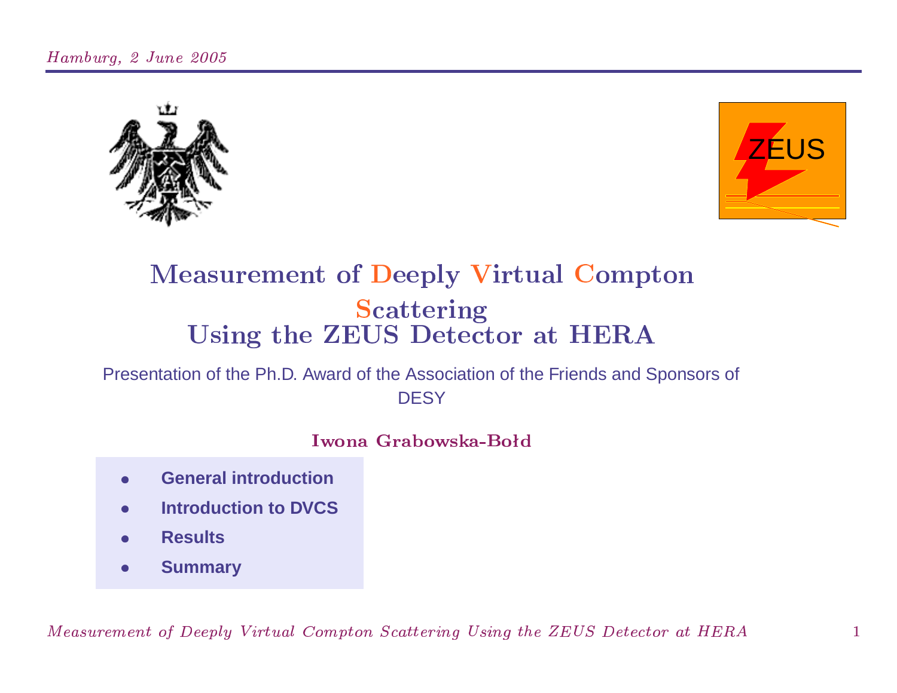# Measurement of Deeply Virtual Compton Scattering Using the ZEUS Detector at HERA

Presentation of the Ph.D. Award of the Association of the Friends and Sponsors of DESY

**Iwona Grabowska-Bołd**

- **General introduction**
- **Introduction to DVCS**
- **Results**
- **Summary**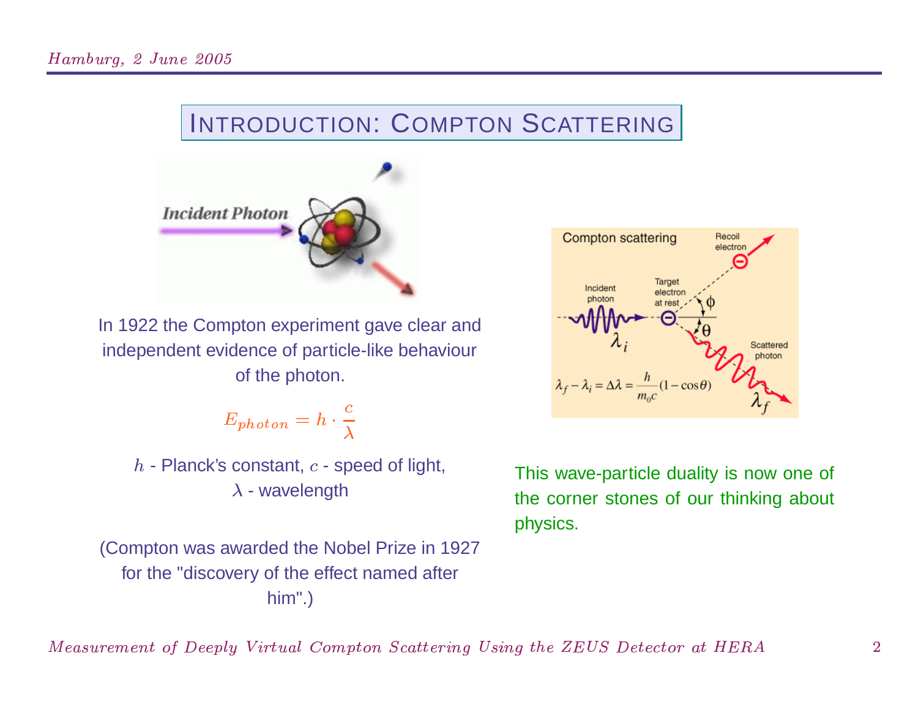# Introduction: Compton Scattering

In 1922 the Compton experiment gave clear and independent evidence of particle-like behaviour of the photon.

$$E_{photon} = h \cdot \frac{c}{\lambda}$$

$h$ - Planck's constant, $c$ - speed of light, $\lambda$ - wavelength

(Compton was awarded the Nobel Prize in 1927 for the "discovery of the effect named after him".)

This wave-particle duality is now one of the corner stones of our thinking about physics.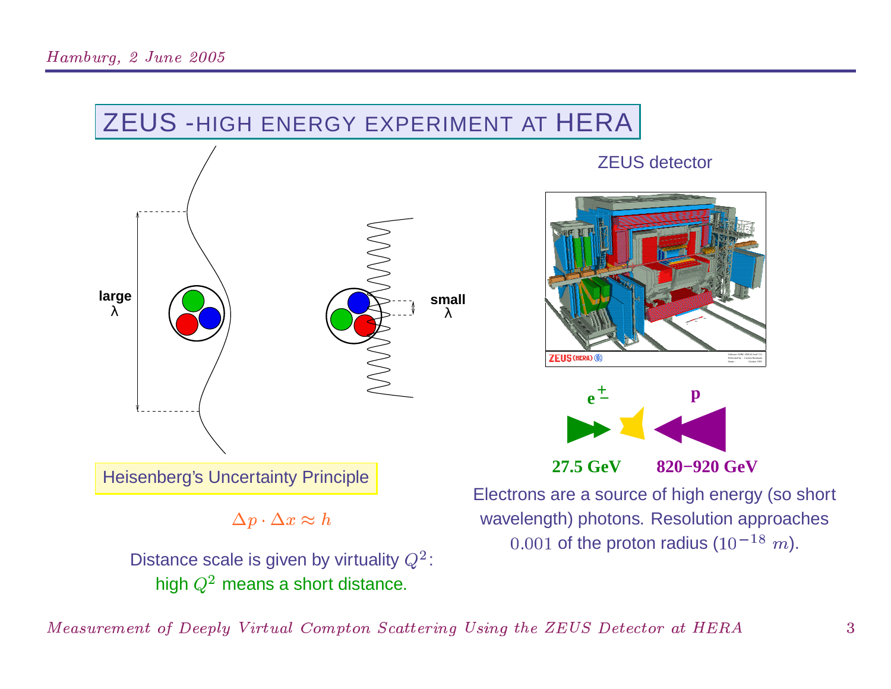## ZEUS - HIGH ENERGY EXPERIMENT AT HERA

large λ

small λ

Heisenberg's Uncertainty Principle

$$\Delta p \cdot \Delta x \approx h$$

Distance scale is given by virtuality $Q^2$:
high $Q^2$ means a short distance.

ZEUS detector

$e^{\pm}$ — p

27.5 GeV — 820−920 GeV

Electrons are a source of high energy (so short wavelength) photons. Resolution approaches $0.001$ of the proton radius ($10^{-18}\ m$).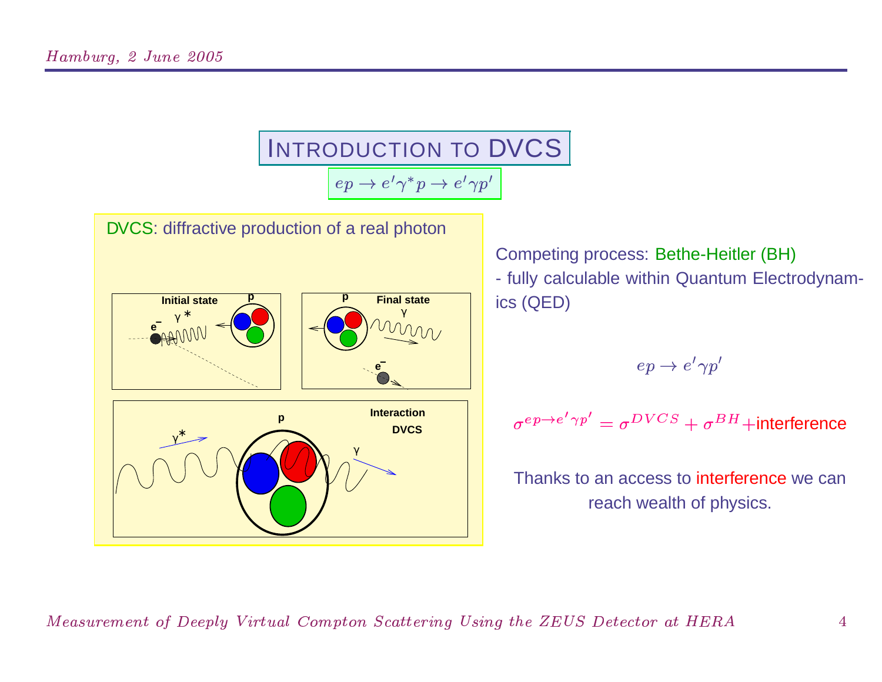# Introduction to DVCS

$$ep \to e'\gamma^* p \to e'\gamma p'$$

DVCS: diffractive production of a real photon

Competing process: Bethe-Heitler (BH)
- fully calculable within Quantum Electrodynamics (QED)

$$ep \to e'\gamma p'$$

$$\sigma^{ep \to e'\gamma p'} = \sigma^{DVCS} + \sigma^{BH} + \text{interference}$$

Thanks to an access to interference we can reach wealth of physics.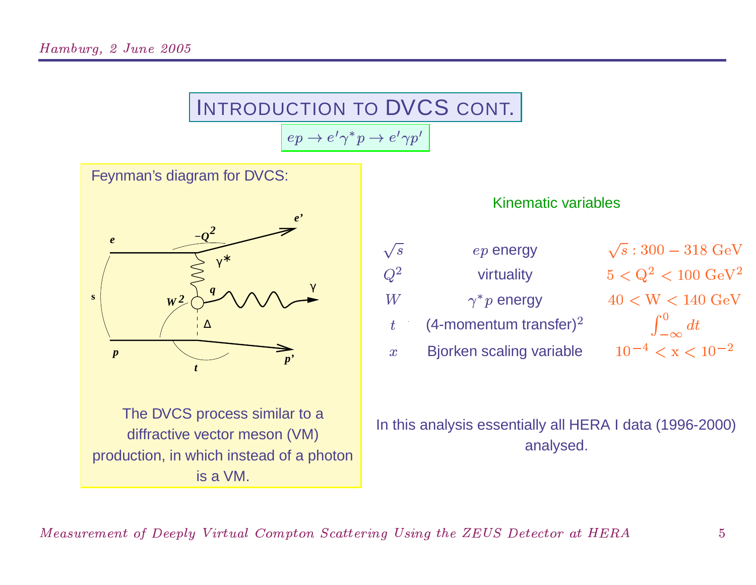# Introduction to DVCS cont.

$ep \to e'\gamma^* p \to e'\gamma p'$

Feynman's diagram for DVCS:

The DVCS process similar to a diffractive vector meson (VM) production, in which instead of a photon is a VM.

**Kinematic variables**

| | | |
|---|---|---|
| $\sqrt{s}$ | $ep$ energy | $\sqrt{s}: 300 - 318$ GeV |
| $Q^2$ | virtuality | $5 < Q^2 < 100$ GeV$^2$ |
| $W$ | $\gamma^* p$ energy | $40 < W < 140$ GeV |
| $t$ | (4-momentum transfer)$^2$ | $\int_{-\infty}^{0} dt$ |
| $x$ | Bjorken scaling variable | $10^{-4} < x < 10^{-2}$ |

In this analysis essentially all HERA I data (1996-2000) analysed.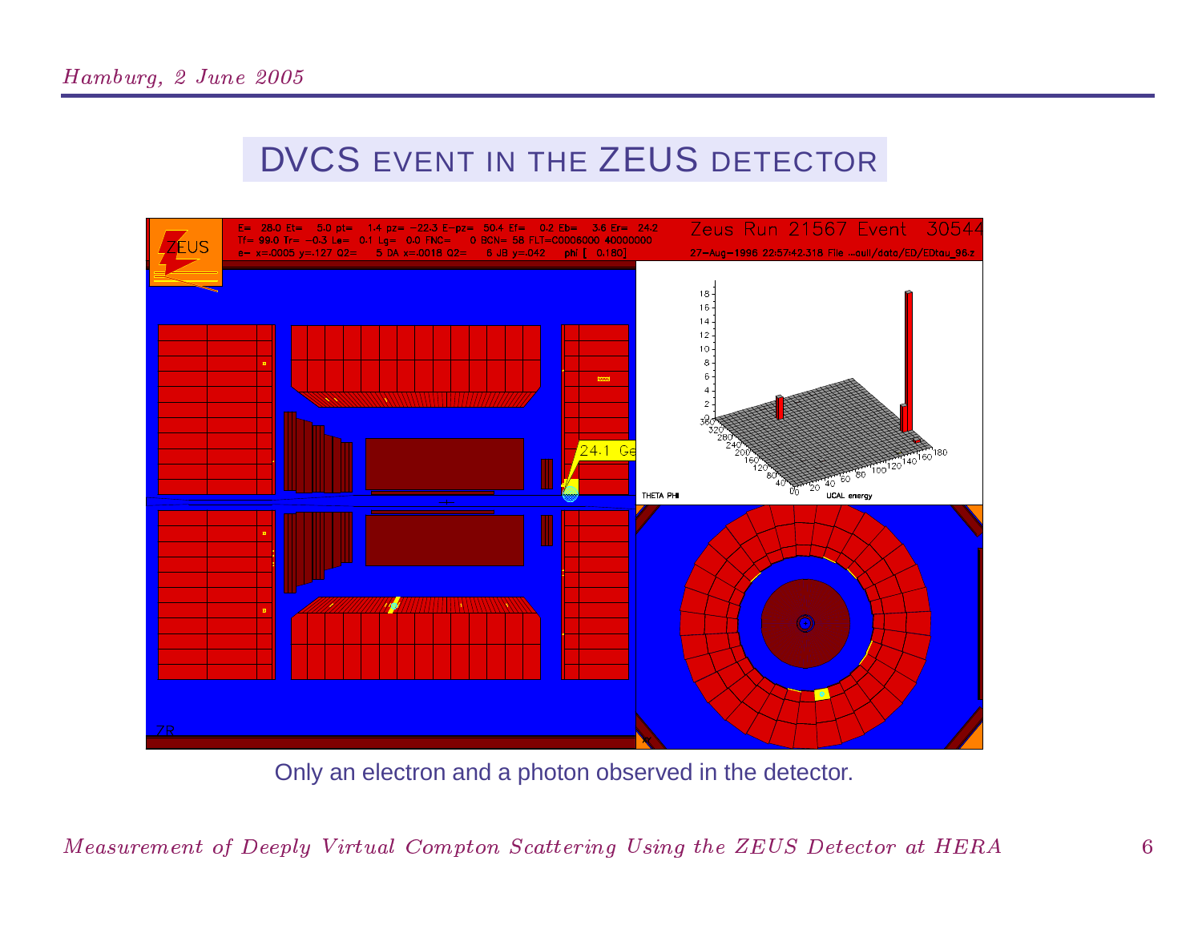# DVCS EVENT IN THE ZEUS DETECTOR

Only an electron and a photon observed in the detector.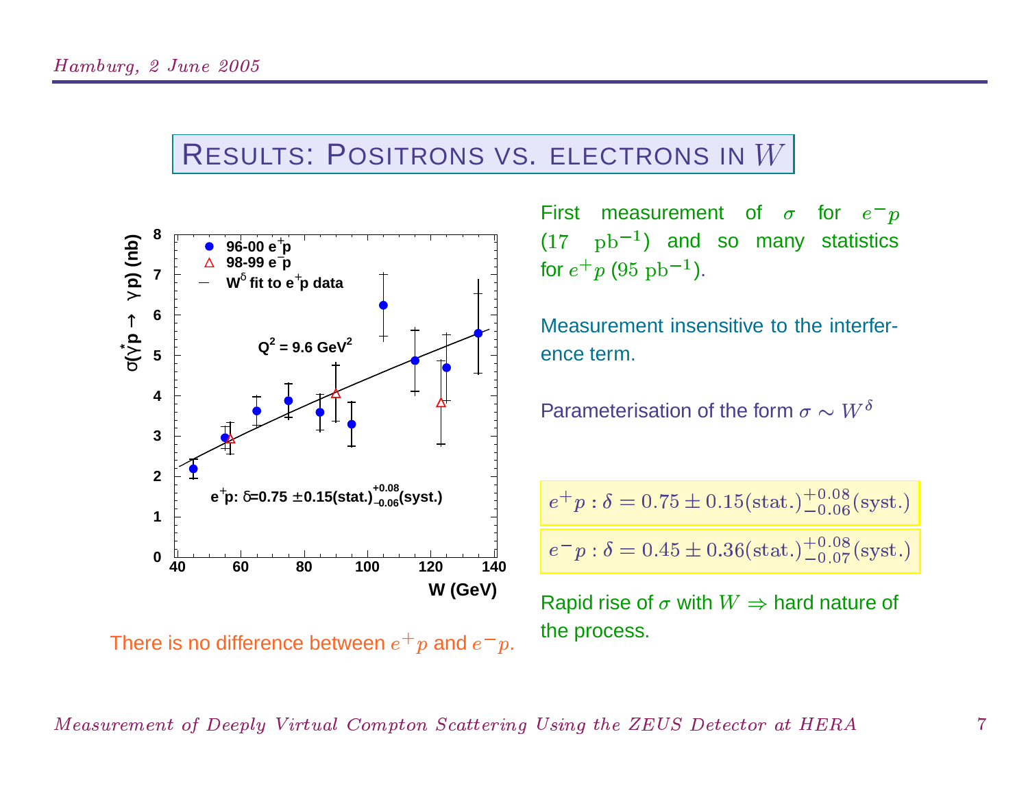# Results: Positrons vs. electrons in $W$

First measurement of $\sigma$ for $e^-p$ (17 $\text{pb}^{-1}$) and so many statistics for $e^+p$ (95 $\text{pb}^{-1}$).

Measurement insensitive to the interference term.

Parameterisation of the form $\sigma \sim W^\delta$

$$e^+p : \delta = 0.75 \pm 0.15(\text{stat.})^{+0.08}_{-0.06}(\text{syst.})$$

$$e^-p : \delta = 0.45 \pm 0.36(\text{stat.})^{+0.08}_{-0.07}(\text{syst.})$$

Rapid rise of $\sigma$ with $W \Rightarrow$ hard nature of the process.

There is no difference between $e^+p$ and $e^-p$.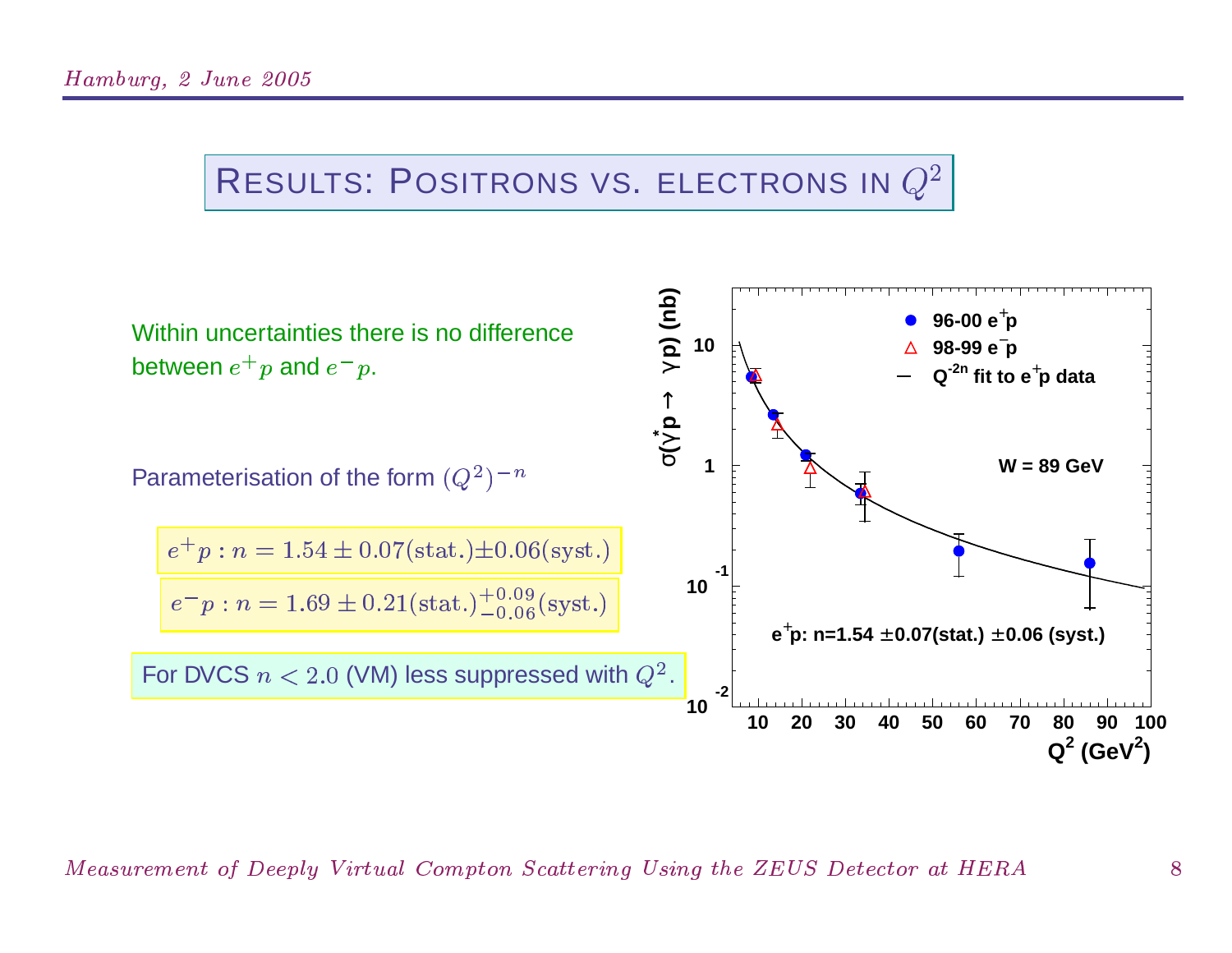# Results: Positrons vs. electrons in $Q^2$

Within uncertainties there is no difference between $e^+p$ and $e^-p$.

Parameterisation of the form $(Q^2)^{-n}$

$e^+p : n = 1.54 \pm 0.07(\text{stat.}) \pm 0.06(\text{syst.})$

$e^-p : n = 1.69 \pm 0.21(\text{stat.})^{+0.09}_{-0.06}(\text{syst.})$

For DVCS $n < 2.0$ (VM) less suppressed with $Q^2$.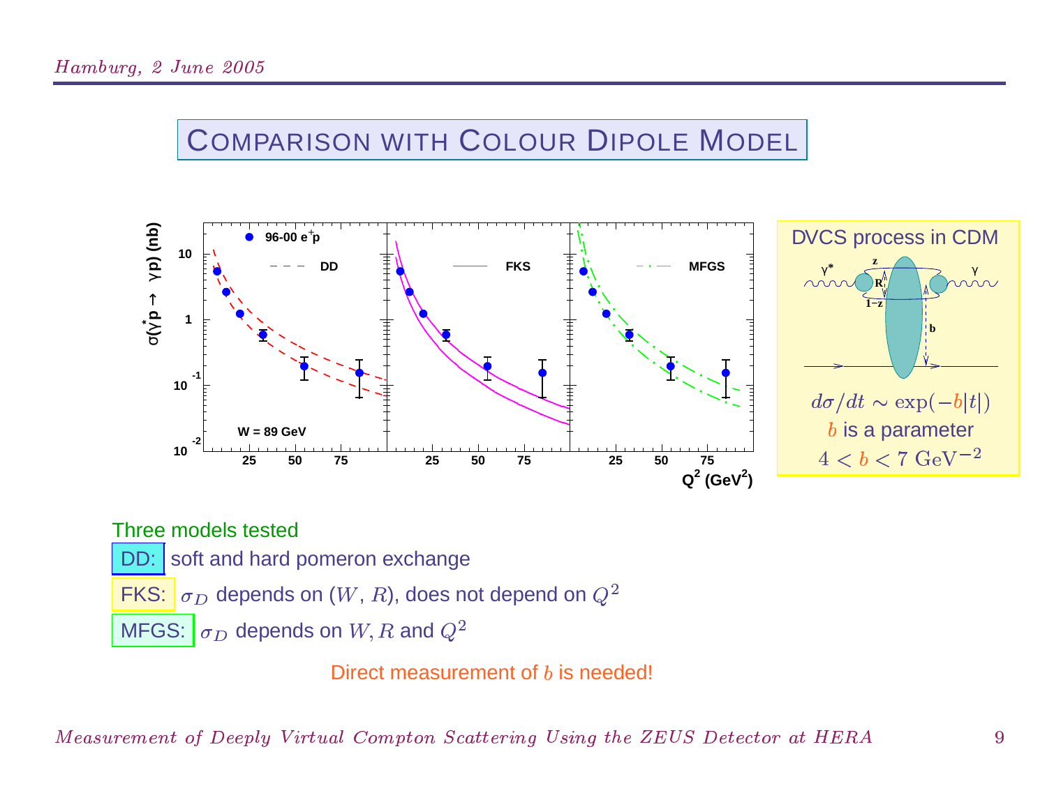# Comparison with Colour Dipole Model

**DVCS process in CDM**

$d\sigma/dt \sim \exp(-b|t|)$

$b$ is a parameter

$4 < b < 7 \text{ GeV}^{-2}$

Three models tested

DD: soft and hard pomeron exchange

FKS: $\sigma_D$ depends on ($W$, $R$), does not depend on $Q^2$

MFGS: $\sigma_D$ depends on $W, R$ and $Q^2$

Direct measurement of $b$ is needed!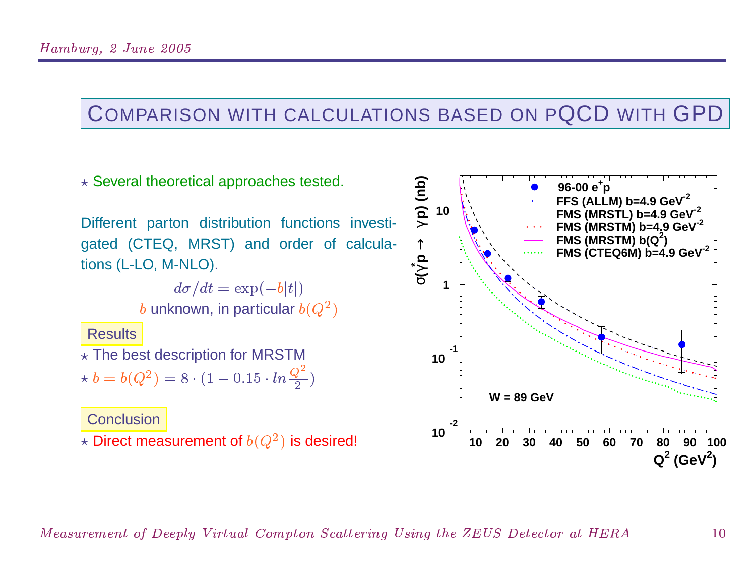# Comparison with calculations based on pQCD with GPD

⋆ Several theoretical approaches tested.

Different parton distribution functions investigated (CTEQ, MRST) and order of calculations (L-LO, M-NLO).

$$d\sigma/dt = \exp(-b|t|)$$

$b$ unknown, in particular $b(Q^2)$

**Results**

⋆ The best description for MRSTM

⋆ $b = b(Q^2) = 8 \cdot (1 - 0.15 \cdot ln\frac{Q^2}{2})$

**Conclusion**

⋆ Direct measurement of $b(Q^2)$ is desired!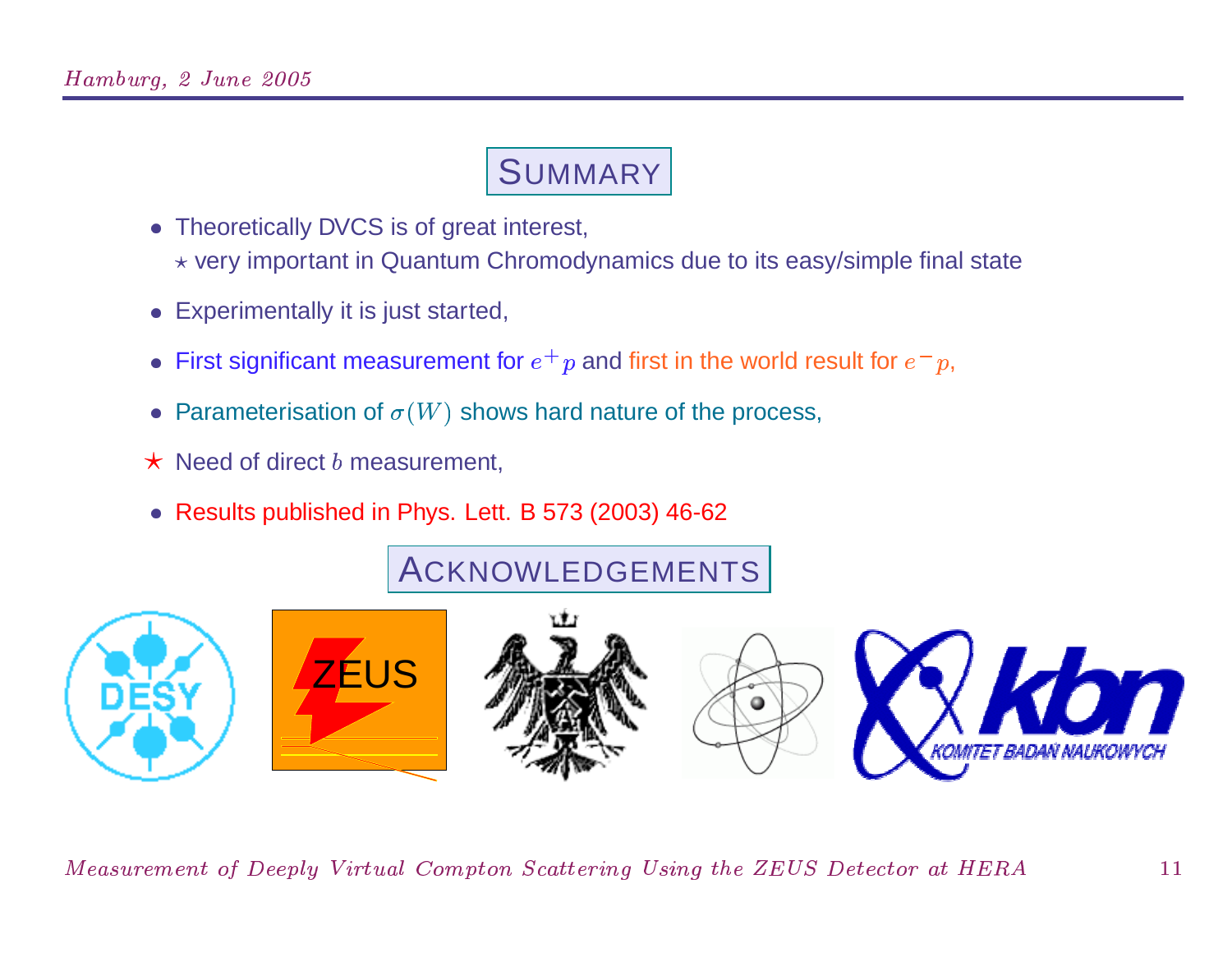## SUMMARY

- Theoretically DVCS is of great interest,
  - ⋆ very important in Quantum Chromodynamics due to its easy/simple final state
- Experimentally it is just started,
- First significant measurement for $e^+p$ and first in the world result for $e^-p$,
- Parameterisation of $\sigma(W)$ shows hard nature of the process,
- ⋆ Need of direct $b$ measurement,
- Results published in Phys. Lett. B 573 (2003) 46-62

## ACKNOWLEDGEMENTS